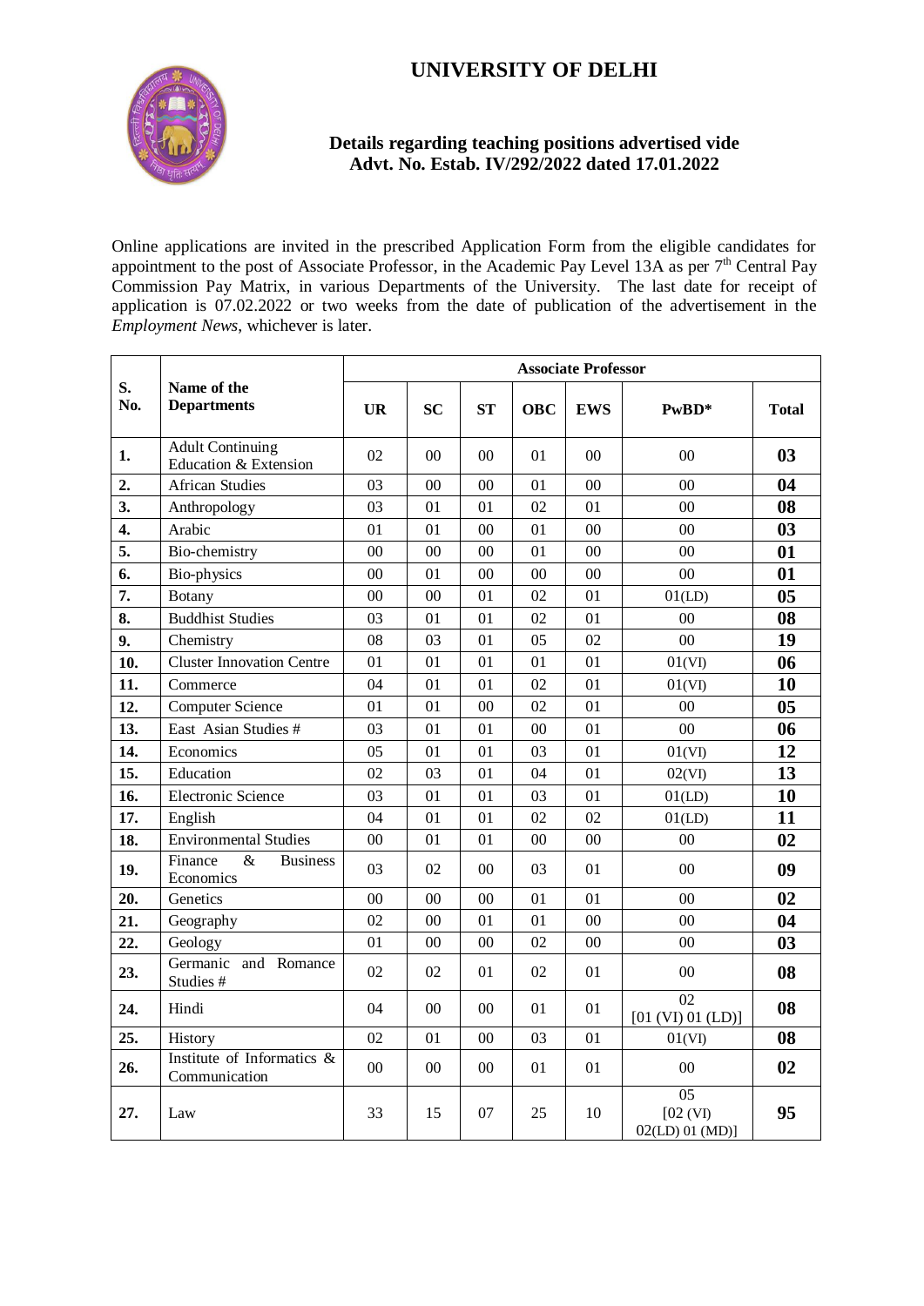# UNIVERSITY OF DELHI

### Details regarding teaching positions advertised vide Advt. No. Estab. IV/292/2022 dated 17.01.2022

Online applications are invited in the prescribed Application Form from the eligible candidates for appointment to the post of Associate Professor, in the Academic Pay Level 13A as per 7th Central Pay Commission Pay Matrix, in various Departments of the University. The last date for receipt of application is 07.02.2022 or two weeks from the date of publication of the advertisement in the *Employment News*, whichever is later.

| S. No. | Name of the Departments | Associate Professor | | | | | | |
|---|---|---|---|---|---|---|---|---|
| | | **UR** | **SC** | **ST** | **OBC** | **EWS** | **PwBD*** | **Total** |
| **1.** | Adult Continuing Education & Extension | 02 | 00 | 00 | 01 | 00 | 00 | **03** |
| **2.** | African Studies | 03 | 00 | 00 | 01 | 00 | 00 | **04** |
| **3.** | Anthropology | 03 | 01 | 01 | 02 | 01 | 00 | **08** |
| **4.** | Arabic | 01 | 01 | 00 | 01 | 00 | 00 | **03** |
| **5.** | Bio-chemistry | 00 | 00 | 00 | 01 | 00 | 00 | **01** |
| **6.** | Bio-physics | 00 | 01 | 00 | 00 | 00 | 00 | **01** |
| **7.** | Botany | 00 | 00 | 01 | 02 | 01 | 01(LD) | **05** |
| **8.** | Buddhist Studies | 03 | 01 | 01 | 02 | 01 | 00 | **08** |
| **9.** | Chemistry | 08 | 03 | 01 | 05 | 02 | 00 | **19** |
| **10.** | Cluster Innovation Centre | 01 | 01 | 01 | 01 | 01 | 01(VI) | **06** |
| **11.** | Commerce | 04 | 01 | 01 | 02 | 01 | 01(VI) | **10** |
| **12.** | Computer Science | 01 | 01 | 00 | 02 | 01 | 00 | **05** |
| **13.** | East Asian Studies # | 03 | 01 | 01 | 00 | 01 | 00 | **06** |
| **14.** | Economics | 05 | 01 | 01 | 03 | 01 | 01(VI) | **12** |
| **15.** | Education | 02 | 03 | 01 | 04 | 01 | 02(VI) | **13** |
| **16.** | Electronic Science | 03 | 01 | 01 | 03 | 01 | 01(LD) | **10** |
| **17.** | English | 04 | 01 | 01 | 02 | 02 | 01(LD) | **11** |
| **18.** | Environmental Studies | 00 | 01 | 01 | 00 | 00 | 00 | **02** |
| **19.** | Finance & Business Economics | 03 | 02 | 00 | 03 | 01 | 00 | **09** |
| **20.** | Genetics | 00 | 00 | 00 | 01 | 01 | 00 | **02** |
| **21.** | Geography | 02 | 00 | 01 | 01 | 00 | 00 | **04** |
| **22.** | Geology | 01 | 00 | 00 | 02 | 00 | 00 | **03** |
| **23.** | Germanic and Romance Studies # | 02 | 02 | 01 | 02 | 01 | 00 | **08** |
| **24.** | Hindi | 04 | 00 | 00 | 01 | 01 | 02 [01 (VI) 01 (LD)] | **08** |
| **25.** | History | 02 | 01 | 00 | 03 | 01 | 01(VI) | **08** |
| **26.** | Institute of Informatics & Communication | 00 | 00 | 00 | 01 | 01 | 00 | **02** |
| **27.** | Law | 33 | 15 | 07 | 25 | 10 | 05 [02 (VI) 02(LD) 01 (MD)] | **95** |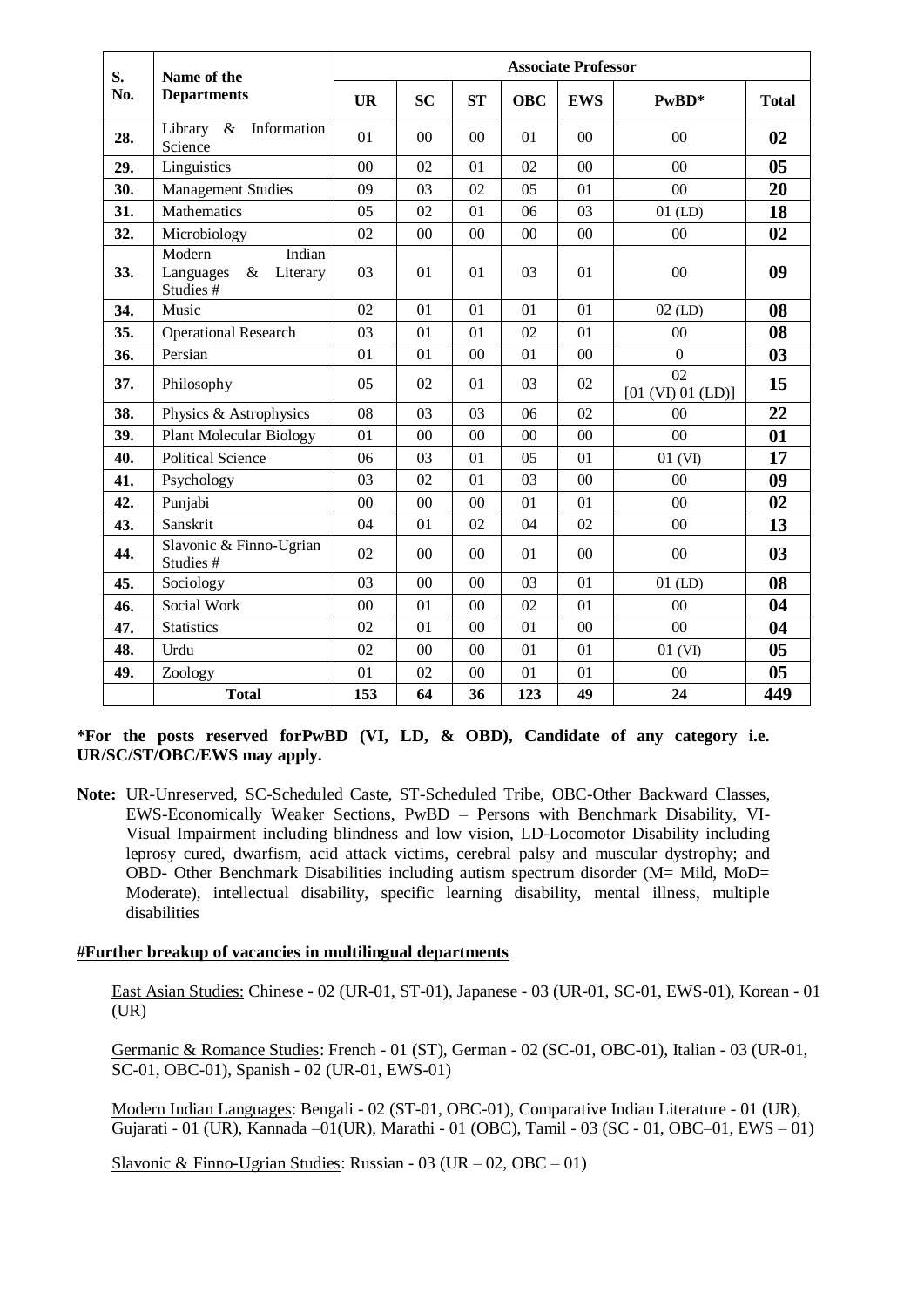| S. No. | Name of the Departments | Associate Professor | | | | | | |
|---|---|---|---|---|---|---|---|---|
| | | **UR** | **SC** | **ST** | **OBC** | **EWS** | **PwBD*** | **Total** |
| **28.** | Library & Information Science | 01 | 00 | 00 | 01 | 00 | 00 | **02** |
| **29.** | Linguistics | 00 | 02 | 01 | 02 | 00 | 00 | **05** |
| **30.** | Management Studies | 09 | 03 | 02 | 05 | 01 | 00 | **20** |
| **31.** | Mathematics | 05 | 02 | 01 | 06 | 03 | 01 (LD) | **18** |
| **32.** | Microbiology | 02 | 00 | 00 | 00 | 00 | 00 | **02** |
| **33.** | Modern Indian Languages & Literary Studies # | 03 | 01 | 01 | 03 | 01 | 00 | **09** |
| **34.** | Music | 02 | 01 | 01 | 01 | 01 | 02 (LD) | **08** |
| **35.** | Operational Research | 03 | 01 | 01 | 02 | 01 | 00 | **08** |
| **36.** | Persian | 01 | 01 | 00 | 01 | 00 | 0 | **03** |
| **37.** | Philosophy | 05 | 02 | 01 | 03 | 02 | 02 [01 (VI) 01 (LD)] | **15** |
| **38.** | Physics & Astrophysics | 08 | 03 | 03 | 06 | 02 | 00 | **22** |
| **39.** | Plant Molecular Biology | 01 | 00 | 00 | 00 | 00 | 00 | **01** |
| **40.** | Political Science | 06 | 03 | 01 | 05 | 01 | 01 (VI) | **17** |
| **41.** | Psychology | 03 | 02 | 01 | 03 | 00 | 00 | **09** |
| **42.** | Punjabi | 00 | 00 | 00 | 01 | 01 | 00 | **02** |
| **43.** | Sanskrit | 04 | 01 | 02 | 04 | 02 | 00 | **13** |
| **44.** | Slavonic & Finno-Ugrian Studies # | 02 | 00 | 00 | 01 | 00 | 00 | **03** |
| **45.** | Sociology | 03 | 00 | 00 | 03 | 01 | 01 (LD) | **08** |
| **46.** | Social Work | 00 | 01 | 00 | 02 | 01 | 00 | **04** |
| **47.** | Statistics | 02 | 01 | 00 | 01 | 00 | 00 | **04** |
| **48.** | Urdu | 02 | 00 | 00 | 01 | 01 | 01 (VI) | **05** |
| **49.** | Zoology | 01 | 02 | 00 | 01 | 01 | 00 | **05** |
| | **Total** | **153** | **64** | **36** | **123** | **49** | **24** | **449** |

**\*For the posts reserved forPwBD (VI, LD, & OBD), Candidate of any category i.e. UR/SC/ST/OBC/EWS may apply.**

**Note:** UR-Unreserved, SC-Scheduled Caste, ST-Scheduled Tribe, OBC-Other Backward Classes, EWS-Economically Weaker Sections, PwBD – Persons with Benchmark Disability, VI-Visual Impairment including blindness and low vision, LD-Locomotor Disability including leprosy cured, dwarfism, acid attack victims, cerebral palsy and muscular dystrophy; and OBD- Other Benchmark Disabilities including autism spectrum disorder (M= Mild, MoD= Moderate), intellectual disability, specific learning disability, mental illness, multiple disabilities

**#Further breakup of vacancies in multilingual departments**

East Asian Studies: Chinese - 02 (UR-01, ST-01), Japanese - 03 (UR-01, SC-01, EWS-01), Korean - 01 (UR)

Germanic & Romance Studies: French - 01 (ST), German - 02 (SC-01, OBC-01), Italian - 03 (UR-01, SC-01, OBC-01), Spanish - 02 (UR-01, EWS-01)

Modern Indian Languages: Bengali - 02 (ST-01, OBC-01), Comparative Indian Literature - 01 (UR), Gujarati - 01 (UR), Kannada –01(UR), Marathi - 01 (OBC), Tamil - 03 (SC - 01, OBC–01, EWS – 01)

Slavonic & Finno-Ugrian Studies: Russian - 03 (UR – 02, OBC – 01)